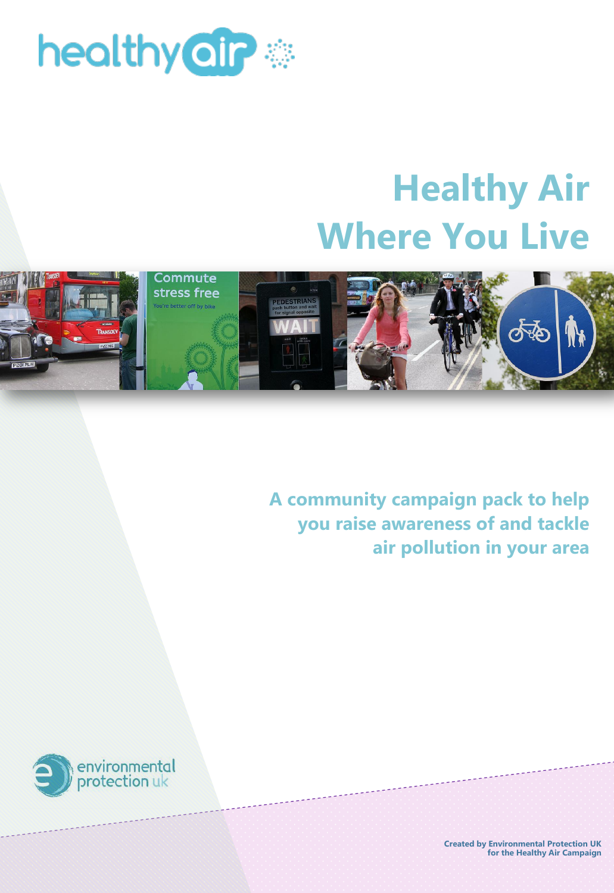healthy air

# Healthy Air Where You Live

**A community campaign pack to help you raise awareness of and tackle air pollution in your area**

environmental protection uk

**Created by Environmental Protection UK for the Healthy Air Campaign**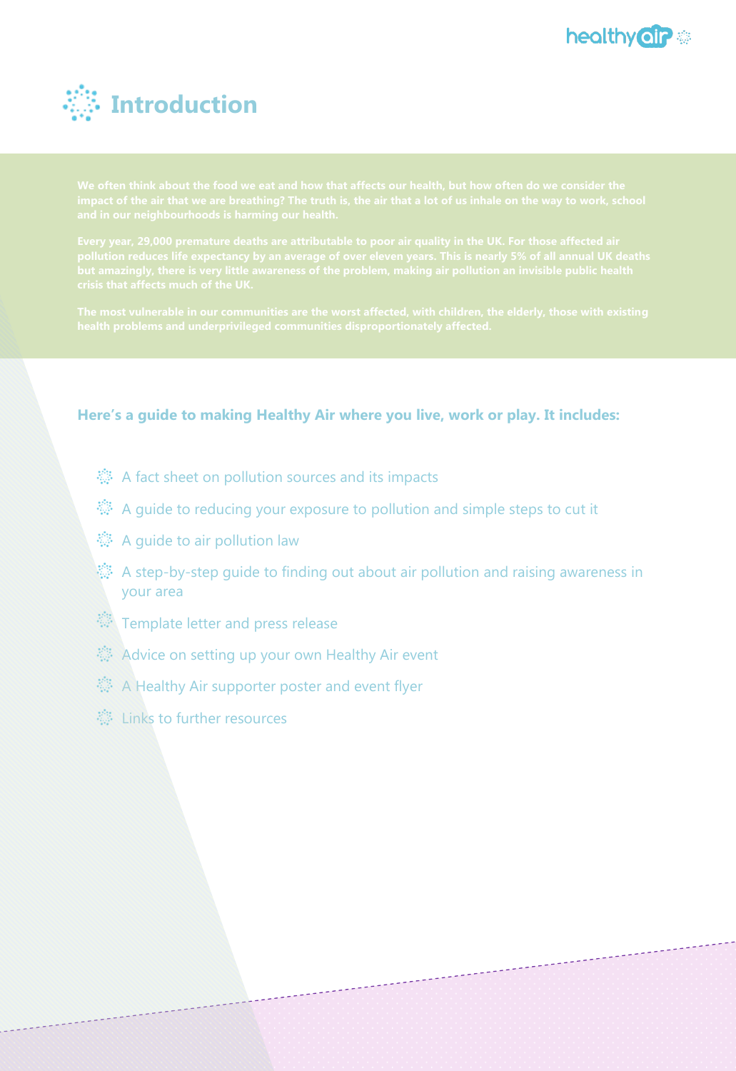# Introduction

**We often think about the food we eat and how that affects our health, but how often do we consider the impact of the air that we are breathing? The truth is, the air that a lot of us inhale on the way to work, school and in our neighbourhoods is harming our health.**

**Every year, 29,000 premature deaths are attributable to poor air quality in the UK. For those affected air pollution reduces life expectancy by an average of over eleven years. This is nearly 5% of all annual UK deaths but amazingly, there is very little awareness of the problem, making air pollution an invisible public health crisis that affects much of the UK.**

**The most vulnerable in our communities are the worst affected, with children, the elderly, those with existing health problems and underprivileged communities disproportionately affected.**

**Here's a guide to making Healthy Air where you live, work or play. It includes:**

- A fact sheet on pollution sources and its impacts
- A guide to reducing your exposure to pollution and simple steps to cut it
- A guide to air pollution law
- A step-by-step guide to finding out about air pollution and raising awareness in your area
- Template letter and press release
- Advice on setting up your own Healthy Air event
- A Healthy Air supporter poster and event flyer
- Links to further resources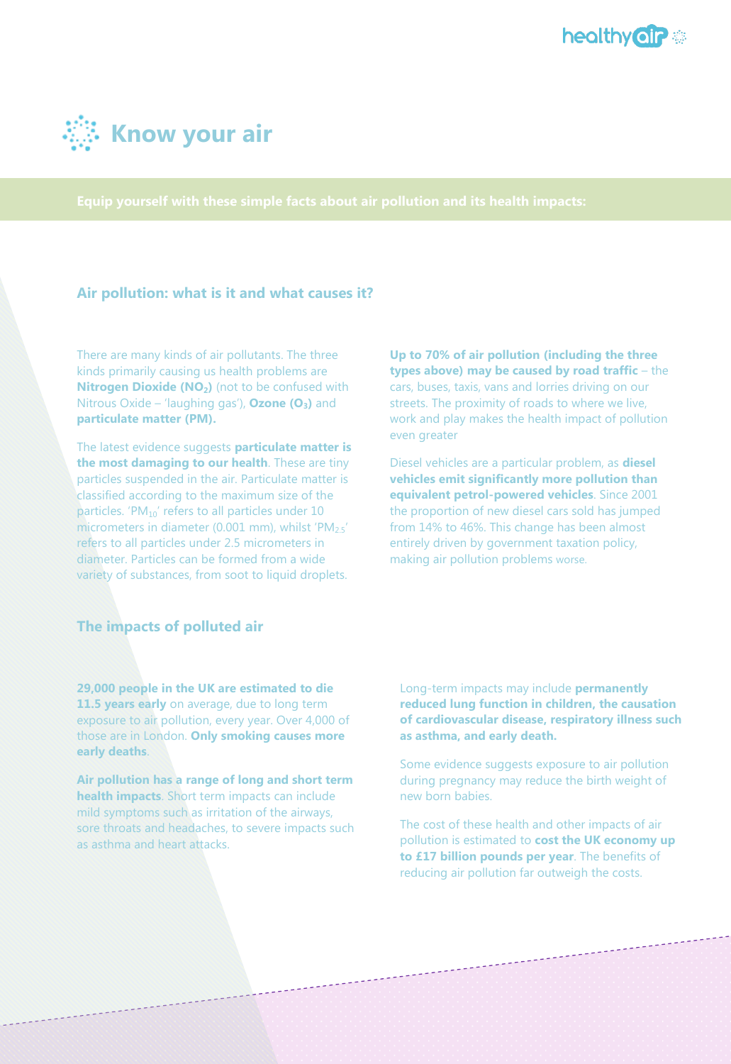# Know your air

**Equip yourself with these simple facts about air pollution and its health impacts:**

## Air pollution: what is it and what causes it?

There are many kinds of air pollutants. The three kinds primarily causing us health problems are **Nitrogen Dioxide ($NO_2$)** (not to be confused with Nitrous Oxide – 'laughing gas'), **Ozone ($O_3$)** and **particulate matter (PM).**

The latest evidence suggests **particulate matter is the most damaging to our health**. These are tiny particles suspended in the air. Particulate matter is classified according to the maximum size of the particles. '$PM_{10}$' refers to all particles under 10 micrometers in diameter (0.001 mm), whilst '$PM_{2.5}$' refers to all particles under 2.5 micrometers in diameter. Particles can be formed from a wide variety of substances, from soot to liquid droplets.

**Up to 70% of air pollution (including the three types above) may be caused by road traffic** – the cars, buses, taxis, vans and lorries driving on our streets. The proximity of roads to where we live, work and play makes the health impact of pollution even greater

Diesel vehicles are a particular problem, as **diesel vehicles emit significantly more pollution than equivalent petrol-powered vehicles**. Since 2001 the proportion of new diesel cars sold has jumped from 14% to 46%. This change has been almost entirely driven by government taxation policy, making air pollution problems worse.

## The impacts of polluted air

**29,000 people in the UK are estimated to die 11.5 years early** on average, due to long term exposure to air pollution, every year. Over 4,000 of those are in London. **Only smoking causes more early deaths**.

**Air pollution has a range of long and short term health impacts**. Short term impacts can include mild symptoms such as irritation of the airways, sore throats and headaches, to severe impacts such as asthma and heart attacks.

Long-term impacts may include **permanently reduced lung function in children, the causation of cardiovascular disease, respiratory illness such as asthma, and early death.**

Some evidence suggests exposure to air pollution during pregnancy may reduce the birth weight of new born babies.

The cost of these health and other impacts of air pollution is estimated to **cost the UK economy up to £17 billion pounds per year**. The benefits of reducing air pollution far outweigh the costs.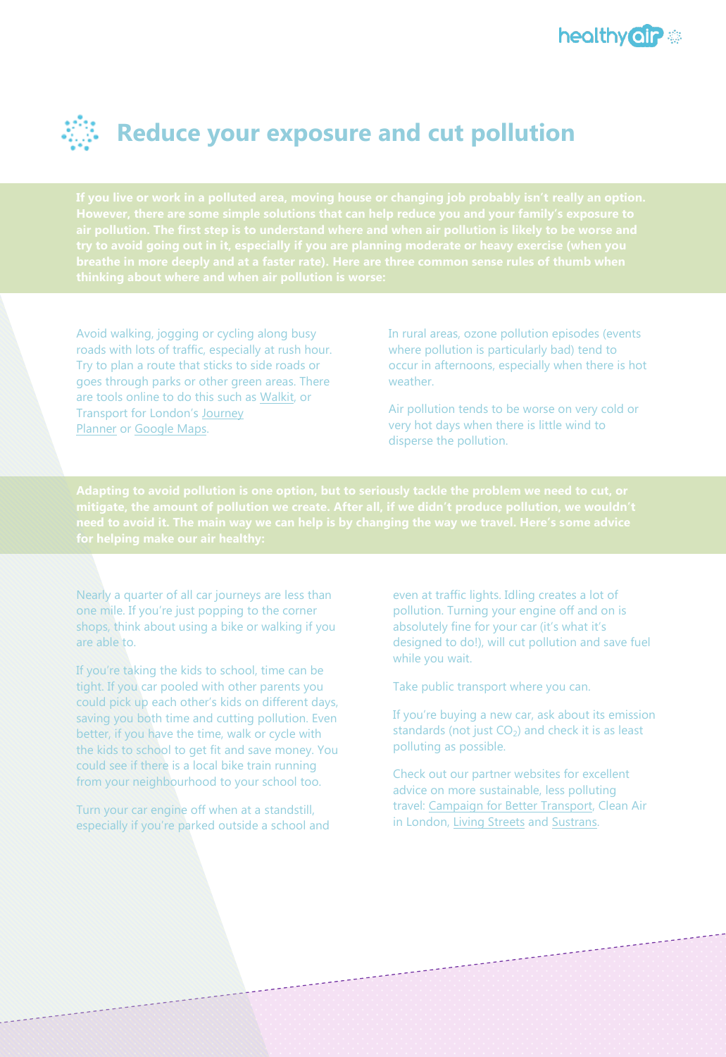# Reduce your exposure and cut pollution

**If you live or work in a polluted area, moving house or changing job probably isn't really an option. However, there are some simple solutions that can help reduce you and your family's exposure to air pollution. The first step is to understand where and when air pollution is likely to be worse and try to avoid going out in it, especially if you are planning moderate or heavy exercise (when you breathe in more deeply and at a faster rate). Here are three common sense rules of thumb when thinking about where and when air pollution is worse:**

Avoid walking, jogging or cycling along busy roads with lots of traffic, especially at rush hour. Try to plan a route that sticks to side roads or goes through parks or other green areas. There are tools online to do this such as Walkit, or Transport for London's Journey Planner or Google Maps.

In rural areas, ozone pollution episodes (events where pollution is particularly bad) tend to occur in afternoons, especially when there is hot weather.

Air pollution tends to be worse on very cold or very hot days when there is little wind to disperse the pollution.

**Adapting to avoid pollution is one option, but to seriously tackle the problem we need to cut, or mitigate, the amount of pollution we create. After all, if we didn't produce pollution, we wouldn't need to avoid it. The main way we can help is by changing the way we travel. Here's some advice for helping make our air healthy:**

Nearly a quarter of all car journeys are less than one mile. If you're just popping to the corner shops, think about using a bike or walking if you are able to.

If you're taking the kids to school, time can be tight. If you car pooled with other parents you could pick up each other's kids on different days, saving you both time and cutting pollution. Even better, if you have the time, walk or cycle with the kids to school to get fit and save money. You could see if there is a local bike train running from your neighbourhood to your school too.

Turn your car engine off when at a standstill, especially if you're parked outside a school and even at traffic lights. Idling creates a lot of pollution. Turning your engine off and on is absolutely fine for your car (it's what it's designed to do!), will cut pollution and save fuel while you wait.

Take public transport where you can.

If you're buying a new car, ask about its emission standards (not just $CO_2$) and check it is as least polluting as possible.

Check out our partner websites for excellent advice on more sustainable, less polluting travel: Campaign for Better Transport, Clean Air in London, Living Streets and Sustrans.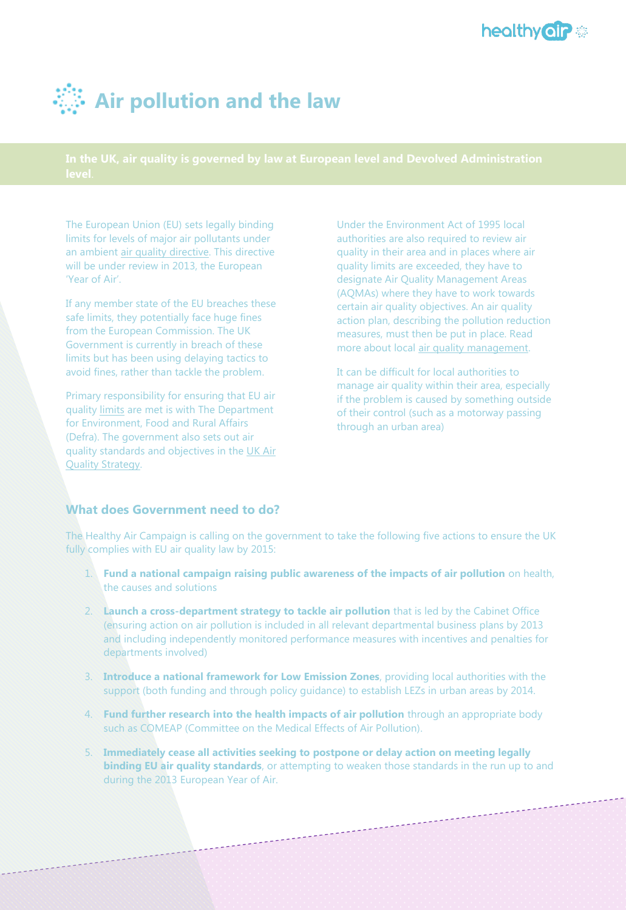# Air pollution and the law

**In the UK, air quality is governed by law at European level and Devolved Administration level.**

The European Union (EU) sets legally binding limits for levels of major air pollutants under an ambient air quality directive. This directive will be under review in 2013, the European 'Year of Air'.

If any member state of the EU breaches these safe limits, they potentially face huge fines from the European Commission. The UK Government is currently in breach of these limits but has been using delaying tactics to avoid fines, rather than tackle the problem.

Primary responsibility for ensuring that EU air quality limits are met is with The Department for Environment, Food and Rural Affairs (Defra). The government also sets out air quality standards and objectives in the UK Air Quality Strategy.

Under the Environment Act of 1995 local authorities are also required to review air quality in their area and in places where air quality limits are exceeded, they have to designate Air Quality Management Areas (AQMAs) where they have to work towards certain air quality objectives. An air quality action plan, describing the pollution reduction measures, must then be put in place. Read more about local air quality management.

It can be difficult for local authorities to manage air quality within their area, especially if the problem is caused by something outside of their control (such as a motorway passing through an urban area)

## What does Government need to do?

The Healthy Air Campaign is calling on the government to take the following five actions to ensure the UK fully complies with EU air quality law by 2015:

1. **Fund a national campaign raising public awareness of the impacts of air pollution** on health, the causes and solutions
2. **Launch a cross-department strategy to tackle air pollution** that is led by the Cabinet Office (ensuring action on air pollution is included in all relevant departmental business plans by 2013 and including independently monitored performance measures with incentives and penalties for departments involved)
3. **Introduce a national framework for Low Emission Zones**, providing local authorities with the support (both funding and through policy guidance) to establish LEZs in urban areas by 2014.
4. **Fund further research into the health impacts of air pollution** through an appropriate body such as COMEAP (Committee on the Medical Effects of Air Pollution).
5. **Immediately cease all activities seeking to postpone or delay action on meeting legally binding EU air quality standards**, or attempting to weaken those standards in the run up to and during the 2013 European Year of Air.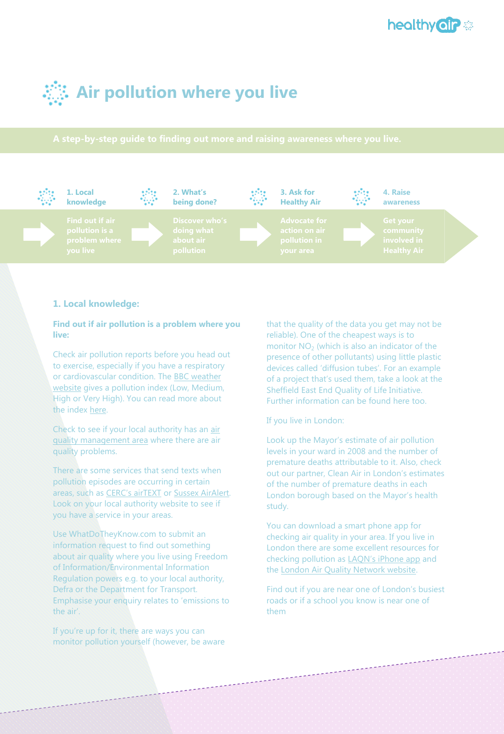# Air pollution where you live

**A step-by-step guide to finding out more and raising awareness where you live.**

1. **Local knowledge** — Find out if air pollution is a problem where you live
2. **What's being done?** — Discover who's doing what about air pollution
3. **Ask for Healthy Air** — Advocate for action on air pollution in your area
4. **Raise awareness** — Get your community involved in Healthy Air

## 1. Local knowledge:

### Find out if air pollution is a problem where you live:

Check air pollution reports before you head out to exercise, especially if you have a respiratory or cardiovascular condition. The BBC weather website gives a pollution index (Low, Medium, High or Very High). You can read more about the index here.

Check to see if your local authority has an air quality management area where there are air quality problems.

There are some services that send texts when pollution episodes are occurring in certain areas, such as CERC's airTEXT or Sussex AirAlert. Look on your local authority website to see if you have a service in your areas.

Use WhatDoTheyKnow.com to submit an information request to find out something about air quality where you live using Freedom of Information/Environmental Information Regulation powers e.g. to your local authority, Defra or the Department for Transport. Emphasise your enquiry relates to 'emissions to the air'.

If you're up for it, there are ways you can monitor pollution yourself (however, be aware that the quality of the data you get may not be reliable). One of the cheapest ways is to monitor $NO_2$ (which is also an indicator of the presence of other pollutants) using little plastic devices called 'diffusion tubes'. For an example of a project that's used them, take a look at the Sheffield East End Quality of Life Initiative. Further information can be found here too.

If you live in London:

Look up the Mayor's estimate of air pollution levels in your ward in 2008 and the number of premature deaths attributable to it. Also, check out our partner, Clean Air in London's estimates of the number of premature deaths in each London borough based on the Mayor's health study.

You can download a smart phone app for checking air quality in your area. If you live in London there are some excellent resources for checking pollution as LAQN's iPhone app and the London Air Quality Network website.

Find out if you are near one of London's busiest roads or if a school you know is near one of them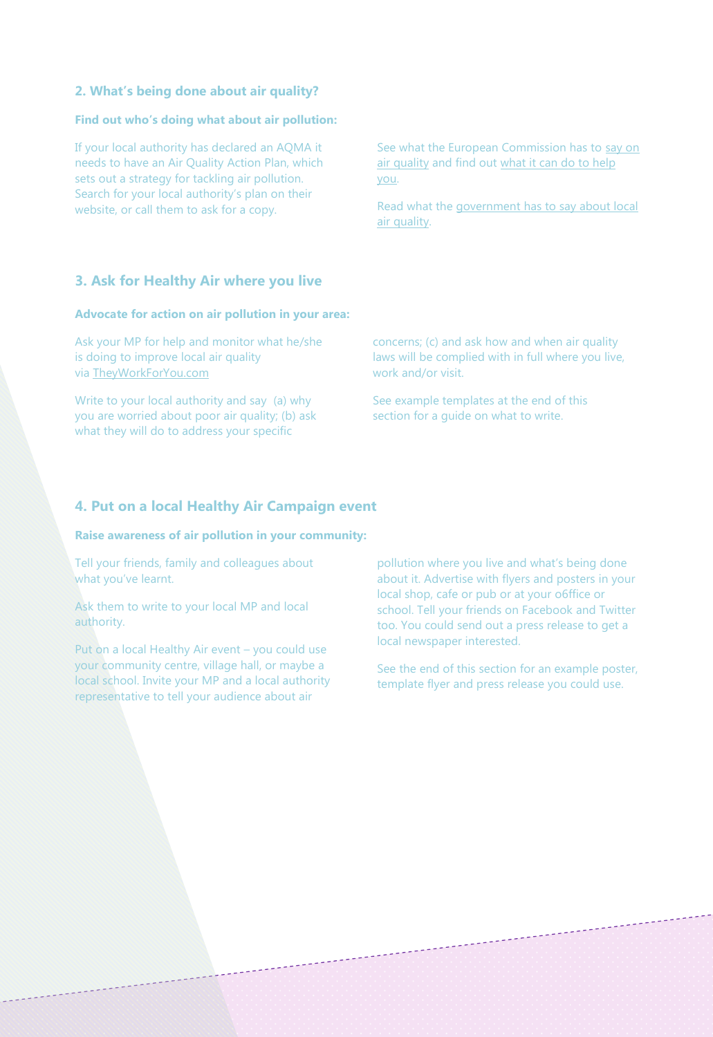## 2. What's being done about air quality?

**Find out who's doing what about air pollution:**

If your local authority has declared an AQMA it needs to have an Air Quality Action Plan, which sets out a strategy for tackling air pollution. Search for your local authority's plan on their website, or call them to ask for a copy.

See what the European Commission has to say on air quality and find out what it can do to help you.

Read what the government has to say about local air quality.

## 3. Ask for Healthy Air where you live

**Advocate for action on air pollution in your area:**

Ask your MP for help and monitor what he/she is doing to improve local air quality via TheyWorkForYou.com

Write to your local authority and say (a) why you are worried about poor air quality; (b) ask what they will do to address your specific concerns; (c) and ask how and when air quality laws will be complied with in full where you live, work and/or visit.

See example templates at the end of this section for a guide on what to write.

## 4. Put on a local Healthy Air Campaign event

**Raise awareness of air pollution in your community:**

Tell your friends, family and colleagues about what you've learnt.

Ask them to write to your local MP and local authority.

Put on a local Healthy Air event – you could use your community centre, village hall, or maybe a local school. Invite your MP and a local authority representative to tell your audience about air pollution where you live and what's being done about it. Advertise with flyers and posters in your local shop, cafe or pub or at your o6ffice or school. Tell your friends on Facebook and Twitter too. You could send out a press release to get a local newspaper interested.

See the end of this section for an example poster, template flyer and press release you could use.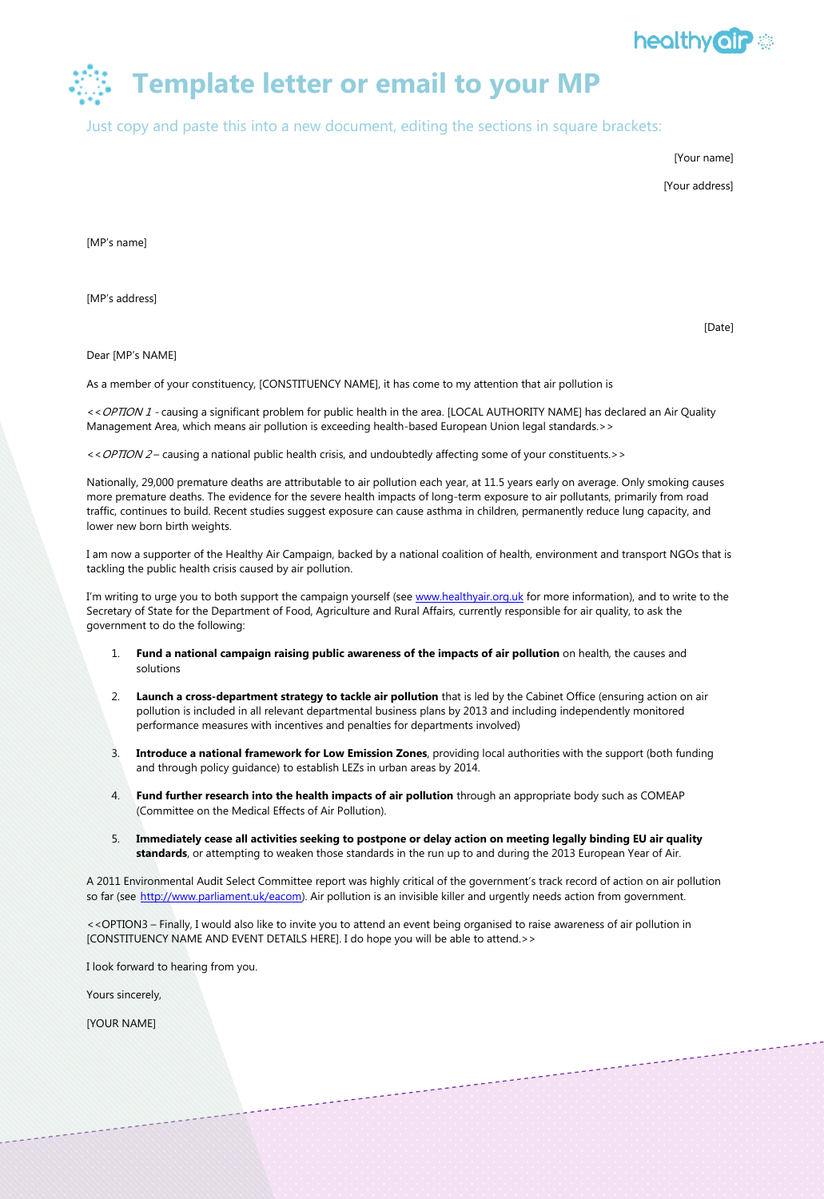# Template letter or email to your MP

Just copy and paste this into a new document, editing the sections in square brackets:

[Your name]

[Your address]

[MP's name]

[MP's address]

[Date]

Dear [MP's NAME]

As a member of your constituency, [CONSTITUENCY NAME], it has come to my attention that air pollution is

<<*OPTION 1* - causing a significant problem for public health in the area. [LOCAL AUTHORITY NAME] has declared an Air Quality Management Area, which means air pollution is exceeding health-based European Union legal standards.>>

<<*OPTION 2* – causing a national public health crisis, and undoubtedly affecting some of your constituents.>>

Nationally, 29,000 premature deaths are attributable to air pollution each year, at 11.5 years early on average. Only smoking causes more premature deaths. The evidence for the severe health impacts of long-term exposure to air pollutants, primarily from road traffic, continues to build. Recent studies suggest exposure can cause asthma in children, permanently reduce lung capacity, and lower new born birth weights.

I am now a supporter of the Healthy Air Campaign, backed by a national coalition of health, environment and transport NGOs that is tackling the public health crisis caused by air pollution.

I'm writing to urge you to both support the campaign yourself (see www.healthyair.org.uk for more information), and to write to the Secretary of State for the Department of Food, Agriculture and Rural Affairs, currently responsible for air quality, to ask the government to do the following:

1. **Fund a national campaign raising public awareness of the impacts of air pollution** on health, the causes and solutions

2. **Launch a cross-department strategy to tackle air pollution** that is led by the Cabinet Office (ensuring action on air pollution is included in all relevant departmental business plans by 2013 and including independently monitored performance measures with incentives and penalties for departments involved)

3. **Introduce a national framework for Low Emission Zones**, providing local authorities with the support (both funding and through policy guidance) to establish LEZs in urban areas by 2014.

4. **Fund further research into the health impacts of air pollution** through an appropriate body such as COMEAP (Committee on the Medical Effects of Air Pollution).

5. **Immediately cease all activities seeking to postpone or delay action on meeting legally binding EU air quality standards**, or attempting to weaken those standards in the run up to and during the 2013 European Year of Air.

A 2011 Environmental Audit Select Committee report was highly critical of the government's track record of action on air pollution so far (see http://www.parliament.uk/eacom). Air pollution is an invisible killer and urgently needs action from government.

<<OPTION3 – Finally, I would also like to invite you to attend an event being organised to raise awareness of air pollution in [CONSTITUENCY NAME AND EVENT DETAILS HERE]. I do hope you will be able to attend.>>

I look forward to hearing from you.

Yours sincerely,

[YOUR NAME]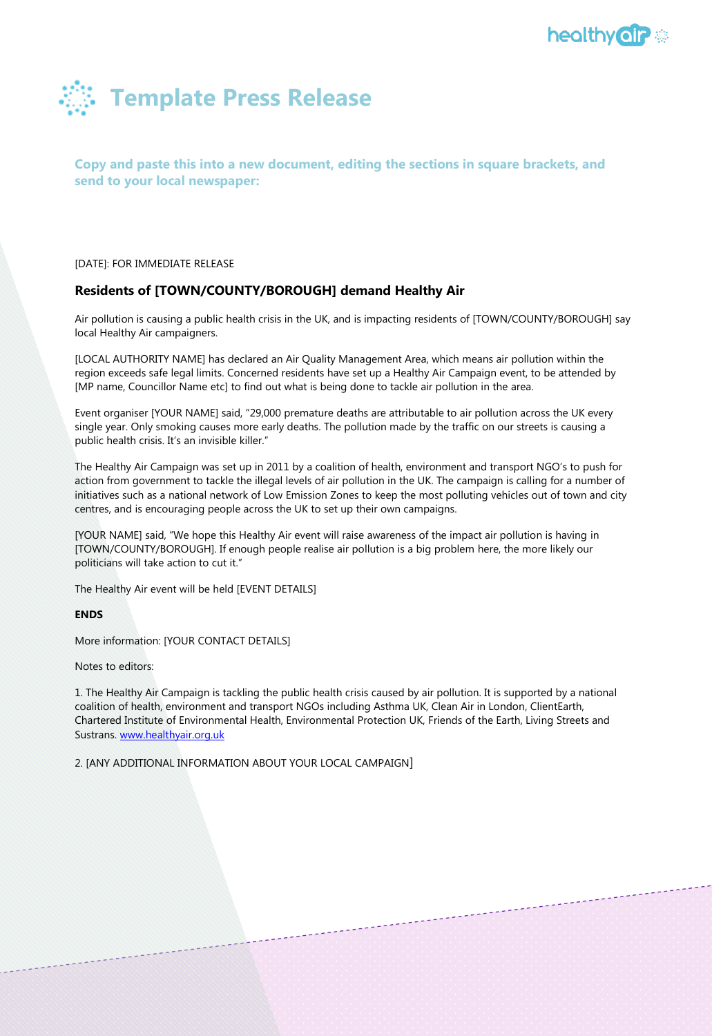# Template Press Release

**Copy and paste this into a new document, editing the sections in square brackets, and send to your local newspaper:**

[DATE]: FOR IMMEDIATE RELEASE

## Residents of [TOWN/COUNTY/BOROUGH] demand Healthy Air

Air pollution is causing a public health crisis in the UK, and is impacting residents of [TOWN/COUNTY/BOROUGH] say local Healthy Air campaigners.

[LOCAL AUTHORITY NAME] has declared an Air Quality Management Area, which means air pollution within the region exceeds safe legal limits. Concerned residents have set up a Healthy Air Campaign event, to be attended by [MP name, Councillor Name etc] to find out what is being done to tackle air pollution in the area.

Event organiser [YOUR NAME] said, "29,000 premature deaths are attributable to air pollution across the UK every single year. Only smoking causes more early deaths. The pollution made by the traffic on our streets is causing a public health crisis. It's an invisible killer."

The Healthy Air Campaign was set up in 2011 by a coalition of health, environment and transport NGO's to push for action from government to tackle the illegal levels of air pollution in the UK. The campaign is calling for a number of initiatives such as a national network of Low Emission Zones to keep the most polluting vehicles out of town and city centres, and is encouraging people across the UK to set up their own campaigns.

[YOUR NAME] said, "We hope this Healthy Air event will raise awareness of the impact air pollution is having in [TOWN/COUNTY/BOROUGH]. If enough people realise air pollution is a big problem here, the more likely our politicians will take action to cut it."

The Healthy Air event will be held [EVENT DETAILS]

**ENDS**

More information: [YOUR CONTACT DETAILS]

Notes to editors:

1. The Healthy Air Campaign is tackling the public health crisis caused by air pollution. It is supported by a national coalition of health, environment and transport NGOs including Asthma UK, Clean Air in London, ClientEarth, Chartered Institute of Environmental Health, Environmental Protection UK, Friends of the Earth, Living Streets and Sustrans. www.healthyair.org.uk

2. [ANY ADDITIONAL INFORMATION ABOUT YOUR LOCAL CAMPAIGN]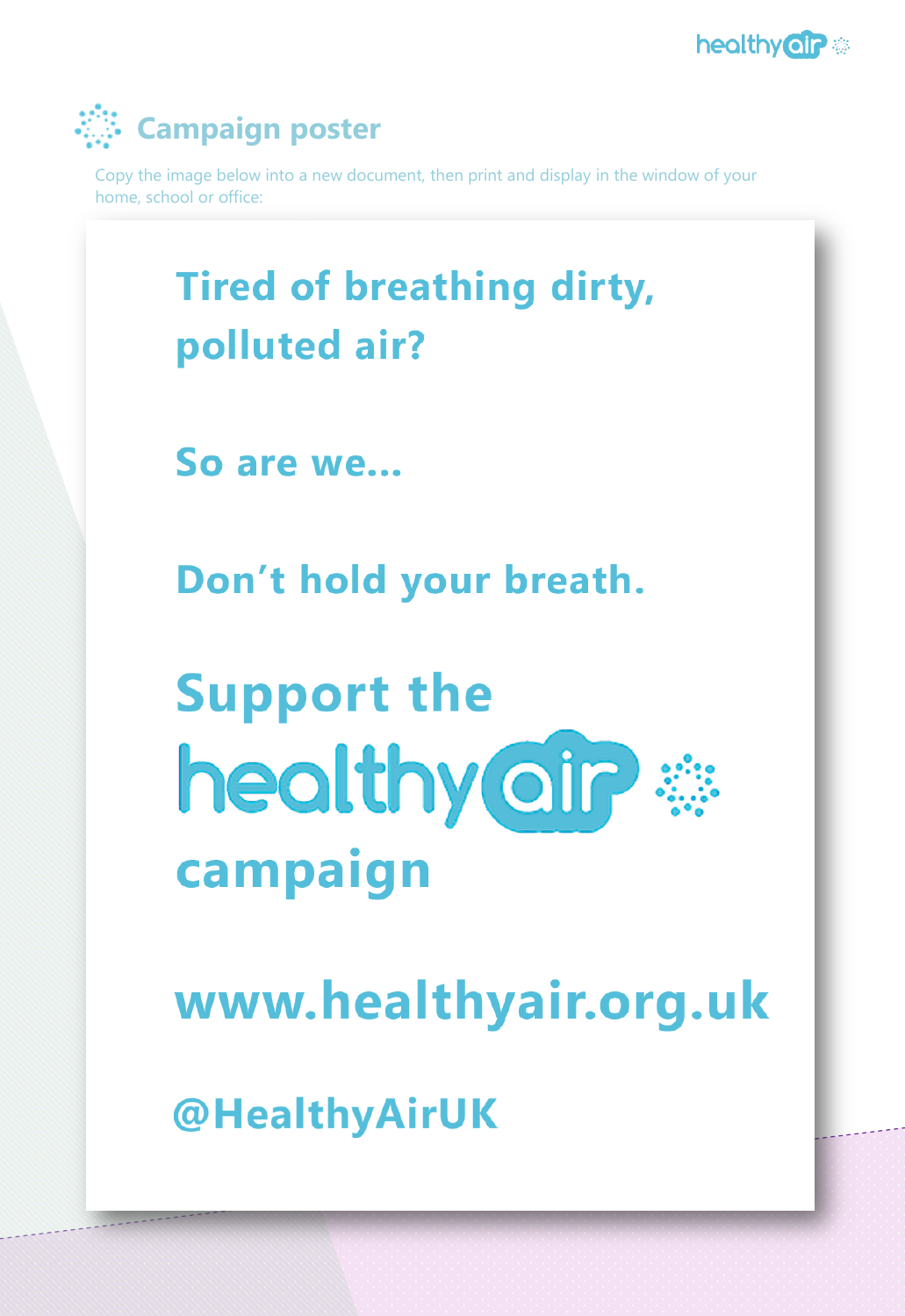## Campaign poster

Copy the image below into a new document, then print and display in the window of your home, school or office:

**Tired of breathing dirty, polluted air?**

**So are we...**

**Don't hold your breath.**

**Support the healthyair campaign**

**www.healthyair.org.uk**

**@HealthyAirUK**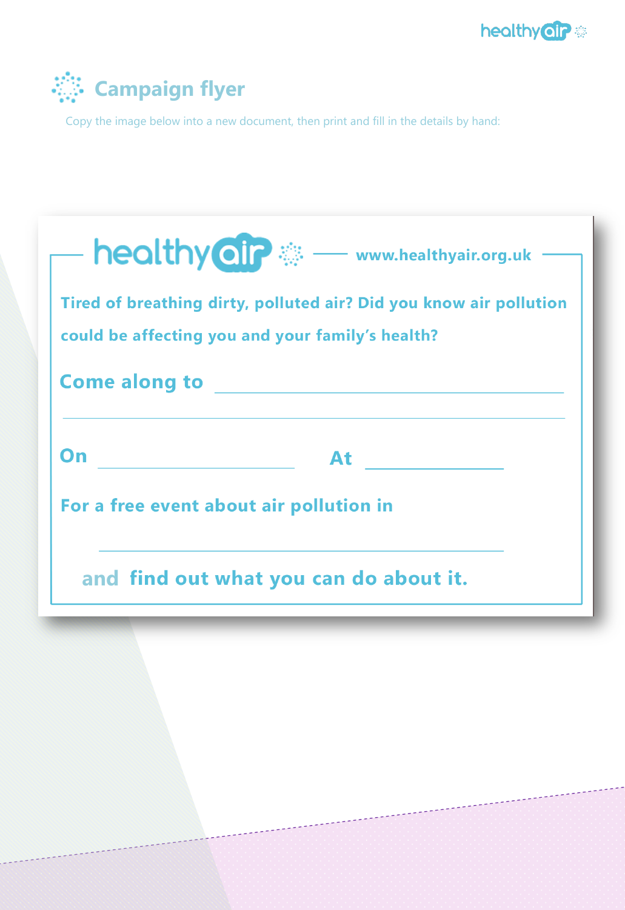## Campaign flyer

Copy the image below into a new document, then print and fill in the details by hand:

healthy air — www.healthyair.org.uk

**Tired of breathing dirty, polluted air? Did you know air pollution could be affecting you and your family's health?**

**Come along to** ____________________________________

____________________________________________

**On** ____________________ **At** ______________

**For a free event about air pollution in**

____________________________________________

**and find out what you can do about it.**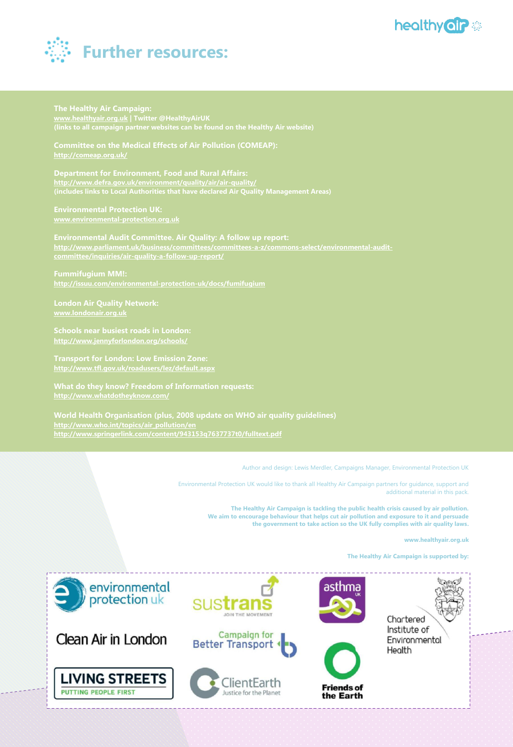# Further resources:

**The Healthy Air Campaign:**
**www.healthyair.org.uk | Twitter @HealthyAirUK**
**(links to all campaign partner websites can be found on the Healthy Air website)**

**Committee on the Medical Effects of Air Pollution (COMEAP):**
**http://comeap.org.uk/**

**Department for Environment, Food and Rural Affairs:**
**http://www.defra.gov.uk/environment/quality/air/air-quality/**
**(includes links to Local Authorities that have declared Air Quality Management Areas)**

**Environmental Protection UK:**
**www.environmental-protection.org.uk**

**Environmental Audit Committee. Air Quality: A follow up report:**
**http://www.parliament.uk/business/committees/committees-a-z/commons-select/environmental-audit-committee/inquiries/air-quality-a-follow-up-report/**

**Fummifugium MM!:**
**http://issuu.com/environmental-protection-uk/docs/fumifugium**

**London Air Quality Network:**
**www.londonair.org.uk**

**Schools near busiest roads in London:**
**http://www.jennyforlondon.org/schools/**

**Transport for London: Low Emission Zone:**
**http://www.tfl.gov.uk/roadusers/lez/default.aspx**

**What do they know? Freedom of Information requests:**
**http://www.whatdotheyknow.com/**

**World Health Organisation (plus, 2008 update on WHO air quality guidelines)**
**http://www.who.int/topics/air_pollution/en**
**http://www.springerlink.com/content/943153q7637737t0/fulltext.pdf**

Author and design: Lewis Merdler, Campaigns Manager, Environmental Protection UK

Environmental Protection UK would like to thank all Healthy Air Campaign partners for guidance, support and additional material in this pack.

**The Healthy Air Campaign is tackling the public health crisis caused by air pollution. We aim to encourage behaviour that helps cut air pollution and exposure to it and persuade the government to take action so the UK fully complies with air quality laws.**

**www.healthyair.org.uk**

**The Healthy Air Campaign is supported by:**

environmental protection uk
sustrans JOIN THE MOVEMENT
asthma UK
Chartered Institute of Environmental Health
Clean Air in London
Campaign for Better Transport
LIVING STREETS PUTTING PEOPLE FIRST
ClientEarth Justice for the Planet
Friends of the Earth